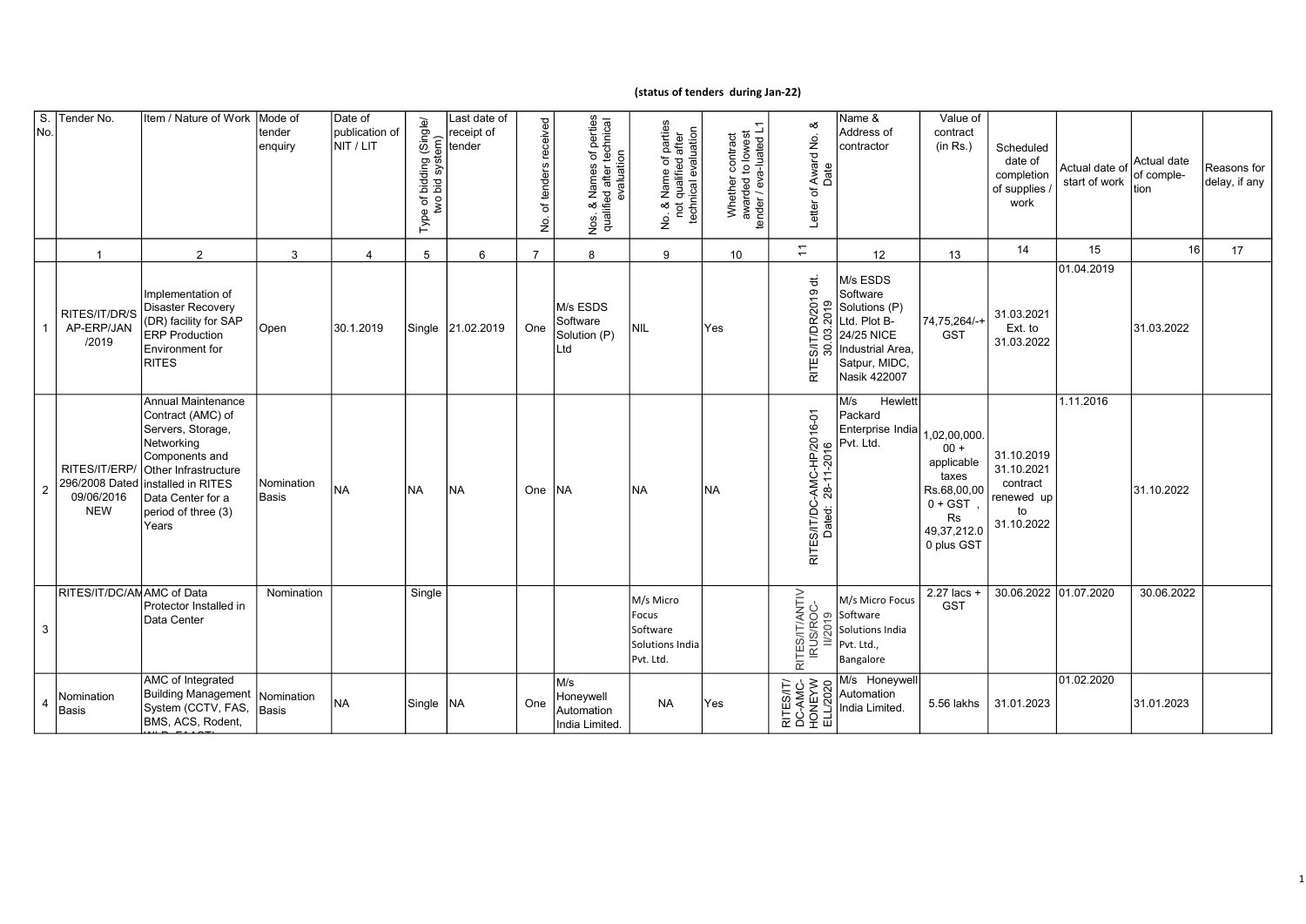**(status of tenders during Jan-22)**

| S. No. | Tender No. | Item / Nature of Work | Mode of tender enquiry | Date of publication of NIT / LIT | Type of bidding (Single/ two bid system) | Last date of receipt of tender | No. of tenders received | Nos. & Names of perties qualified after technical evaluation | No. & Name of parties not qualified after technical evaluation | Whether contract awarded to lowest tender / eva-luated L1 | Letter of Award No. & Date | Name & Address of contractor | Value of contract (in Rs.) | Scheduled date of completion of supplies / work | Actual date of start of work | Actual date of comple-tion | Reasons for delay, if any |
|---|---|---|---|---|---|---|---|---|---|---|---|---|---|---|---|---|---|
| | 1 | 2 | 3 | 4 | 5 | 6 | 7 | 8 | 9 | 10 | 11 | 12 | 13 | 14 | 15 | 16 | 17 |
| 1 | RITES/IT/DR/SAP-ERP/JAN/2019 | Implementation of Disaster Recovery (DR) facility for SAP ERP Production Environment for RITES | Open | 30.1.2019 | Single | 21.02.2019 | One | M/s ESDS Software Solution (P) Ltd | NIL | Yes | RITES/IT/DR/2019 dt. 30.03.2019 | M/s ESDS Software Solutions (P) Ltd. Plot B-24/25 NICE Industrial Area, Satpur, MIDC, Nasik 422007 | 74,75,264/-+ GST | 31.03.2021 Ext. to 31.03.2022 | 01.04.2019 | 31.03.2022 | |
| 2 | RITES/IT/ERP/296/2008 Dated 09/06/2016 NEW | Annual Maintenance Contract (AMC) of Servers, Storage, Networking Components and Other Infrastructure installed in RITES Data Center for a period of three (3) Years | Nomination Basis | NA | NA | NA | One | NA | NA | NA | RITES/IT/DC-AMC-HP/2016-01 Dated: 28-11-2016 | M/s Hewlett Packard Enterprise India Pvt. Ltd. | 1,02,00,000.00 + applicable taxes Rs.68,00,000 + GST , Rs 49,37,212.00 plus GST | 31.10.2019 31.10.2021 contract renewed up to 31.10.2022 | 1.11.2016 | 31.10.2022 | |
| 3 | RITES/IT/DC/AM | AMC of Data Protector Installed in Data Center | Nomination | | Single | | | | M/s Micro Focus Software Solutions India Pvt. Ltd. | | RITES/IT/ANTIVIRUS/ROC-II/2019 | M/s Micro Focus Software Solutions India Pvt. Ltd., Bangalore | 2.27 lacs + GST | 30.06.2022 | 01.07.2020 | 30.06.2022 | |
| 4 | Nomination Basis | AMC of Integrated Building Management System (CCTV, FAS, BMS, ACS, Rodent, | Nomination Basis | NA | Single | NA | One | M/s Honeywell Automation India Limited. | NA | Yes | RITES/IT/DC-AMC-HONEYWELL/2020 | M/s Honeywell Automation India Limited. | 5.56 lakhs | 31.01.2023 | 01.02.2020 | 31.01.2023 | |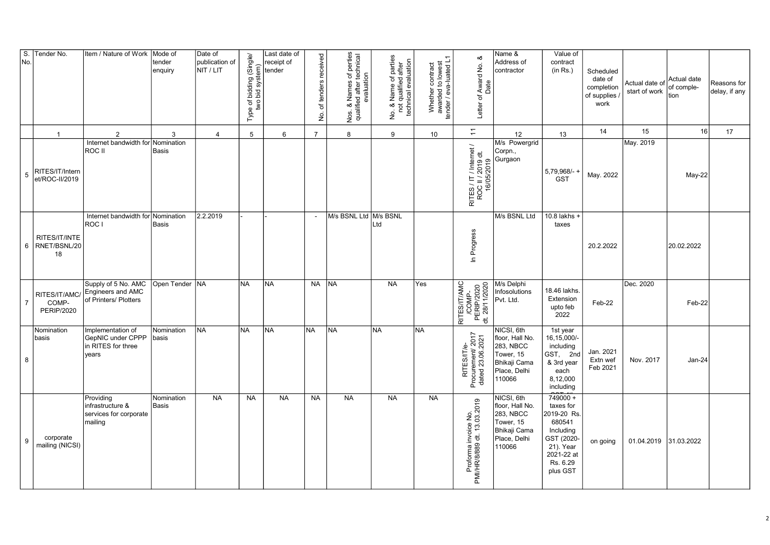| S. No. | Tender No. | Item / Nature of Work | Mode of tender enquiry | Date of publication of NIT / LIT | Type of bidding (Single/ two bid system) | Last date of receipt of tender | No. of tenders received | Nos. & Names of perties qualified after technical evaluation | No. & Name of parties not qualified after technical evaluation | Whether contract awarded to lowest tender / eva-luated L1 | Letter of Award No. & Date | Name & Address of contractor | Value of contract (in Rs.) | Scheduled date of completion of supplies / work | Actual date of start of work | Actual date of comple-tion | Reasons for delay, if any |
|---|---|---|---|---|---|---|---|---|---|---|---|---|---|---|---|---|---|
| | 1 | 2 | 3 | 4 | 5 | 6 | 7 | 8 | 9 | 10 | 11 | 12 | 13 | 14 | 15 | 16 | 17 |
| 5 | RITES/IT/Internet/ROC-II/2019 | Internet bandwidth for ROC II | Nomination Basis | | | | | | | | RITES / IT / Internet / ROC II / 2019 dt. 16/05/2019 | M/s Powergrid Corpn., Gurgaon | 5,79,968/- + GST | May. 2022 | May. 2019 | May-22 | |
| 6 | RITES/IT/INTERNET/BSNL/2018 | Internet bandwidth for ROC I | Nomination Basis | 2.2.2019 | - | - | - | M/s BSNL Ltd | M/s BSNL Ltd | | In Progress | M/s BSNL Ltd | 10.8 lakhs + taxes | 20.2.2022 | | 20.02.2022 | |
| 7 | RITES/IT/AMC/COMP-PERIP/2020 | Supply of 5 No. AMC Engineers and AMC of Printers/ Plotters | Open Tender | NA | NA | NA | NA | NA | NA | Yes | RITES/IT/AMC/COMP-PERIP/2020 dt. 28/11/2020 | M/s Delphi Infosolutions Pvt. Ltd. | 18.46 lakhs. Extension upto feb 2022 | Feb-22 | Dec. 2020 | Feb-22 | |
| 8 | Nomination basis | Implementation of GepNIC under CPPP in RITES for three years | Nomination basis | NA | NA | NA | NA | NA | NA | NA | RITES/IT/e-Procurement/ 2017 dated 23.06.2021 | NICSI, 6th floor, Hall No. 283, NBCC Tower, 15 Bhikaji Cama Place, Delhi 110066 | 1st year 16,15,000/- including GST, 2nd & 3rd year each 8,12,000 including GST 4th | Jan. 2021 Extn wef Feb 2021 | Nov. 2017 | Jan-24 | |
| 9 | corporate mailing (NICSI) | Providing infrastructure & services for corporate mailing | Nomination Basis | NA | NA | NA | NA | NA | NA | NA | Proforma invoice No. PMI/HR/8/889 dt. 13.03.2019 | NICSI, 6th floor, Hall No. 283, NBCC Tower, 15 Bhikaji Cama Place, Delhi 110066 | 749000 + taxes for 2019-20 Rs. 680541 Including GST (2020-21). Year 2021-22 at Rs. 6.29 plus GST | on going | 01.04.2019 | 31.03.2022 | |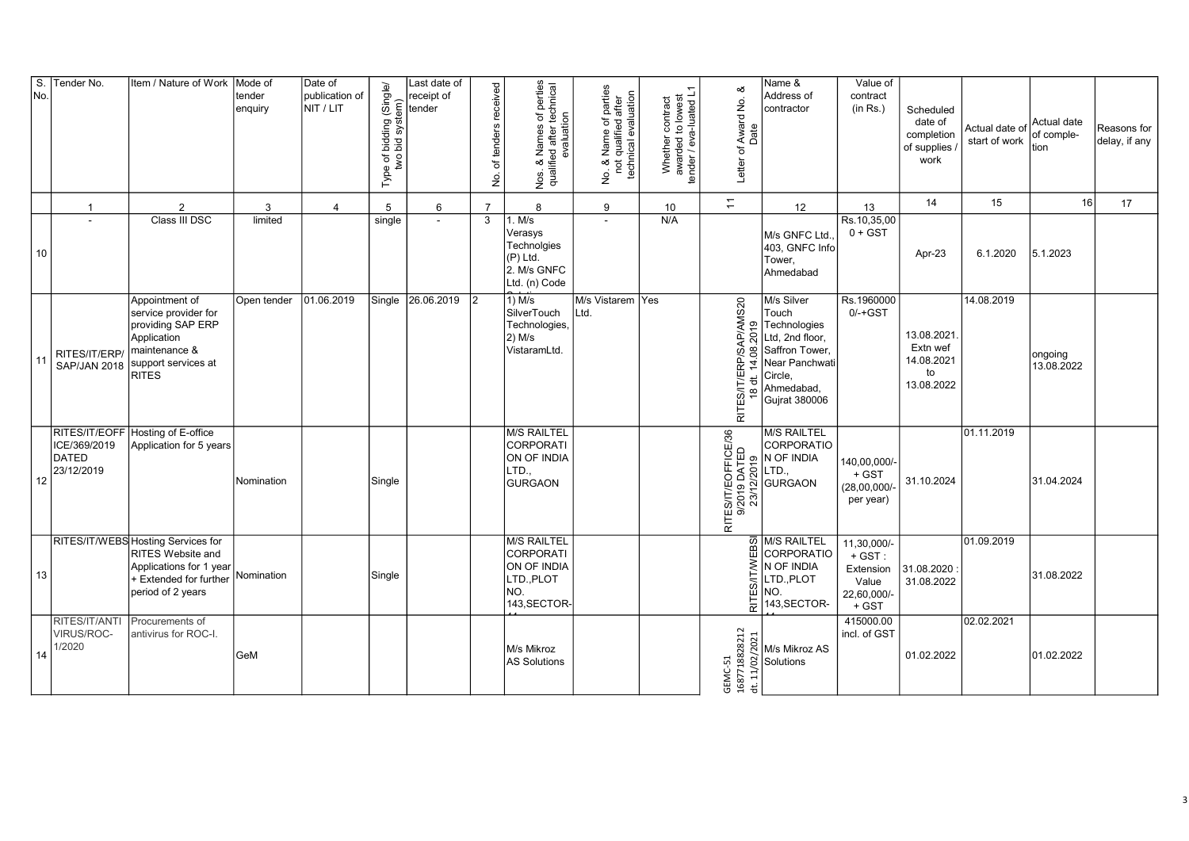| S. No. | Tender No. | Item / Nature of Work | Mode of tender enquiry | Date of publication of NIT / LIT | Type of bidding (Single/ two bid system) | Last date of receipt of tender | No. of tenders received | Nos. & Names of perties qualified after technical evaluation | No. & Name of parties not qualified after technical evaluation | Whether contract awarded to lowest tender / eva-luated L1 | Letter of Award No. & Date | Name & Address of contractor | Value of contract (in Rs.) | Scheduled date of completion of supplies / work | Actual date of start of work | Actual date of comple-tion | Reasons for delay, if any |
|---|---|---|---|---|---|---|---|---|---|---|---|---|---|---|---|---|---|
| | 1 | 2 | 3 | 4 | 5 | 6 | 7 | 8 | 9 | 10 | 11 | 12 | 13 | 14 | 15 | 16 | 17 |
| 10 | - | Class III DSC | limited | | single | - | 3 | 1. M/s Verasys Technolgies (P) Ltd. 2. M/s GNFC Ltd. (n) Code | - | N/A | | M/s GNFC Ltd., 403, GNFC Info Tower, Ahmedabad | Rs.10,35,00 0 + GST | Apr-23 | 6.1.2020 | 5.1.2023 | |
| 11 | RITES/IT/ERP/ SAP/JAN 2018 | Appointment of service provider for providing SAP ERP Application maintenance & support services at RITES | Open tender | 01.06.2019 | Single | 26.06.2019 | 2 | 1) M/s SilverTouch Technologies, 2) M/s VistaramLtd. | M/s Vistarem Ltd. | Yes | RITES/IT/ERP/SAP/AMS2018 dt. 14.08.2019 | M/s Silver Touch Technologies Ltd, 2nd floor, Saffron Tower, Near Panchwati Circle, Ahmedabad, Gujrat 380006 | Rs.1960000 0/-+GST | 13.08.2021. Extn wef 14.08.2021 to 13.08.2022 | 14.08.2019 | ongoing 13.08.2022 | |
| 12 | RITES/IT/EOFFICE/369/2019 DATED 23/12/2019 | Hosting of E-office Application for 5 years | Nomination | | Single | | | M/S RAILTEL CORPORATION OF INDIA LTD., GURGAON | | | RITES/IT/EOFFICE/369/2019 DATED 23/12/2019 | M/S RAILTEL CORPORATION OF INDIA LTD., GURGAON | 140,00,000/- + GST (28,00,000/- per year) | 31.10.2024 | 01.11.2019 | 31.04.2024 | |
| 13 | RITES/IT/WEBS | Hosting Services for RITES Website and Applications for 1 year + Extended for further period of 2 years | Nomination | | Single | | | M/S RAILTEL CORPORATION OF INDIA LTD.,PLOT NO. 143,SECTOR- | | | RITES/IT/WEBSI | M/S RAILTEL CORPORATION OF INDIA LTD.,PLOT NO. 143,SECTOR- | 11,30,000/- + GST : Extension Value 22,60,000/- + GST | 31.08.2020 : 31.08.2022 | 01.09.2019 | 31.08.2022 | |
| 14 | RITES/IT/ANTI VIRUS/ROC-1/2020 | Procurements of antivirus for ROC-I. | GeM | | | | | M/s Mikroz AS Solutions | | | GEMC-51 168771882821 2 dt. 11/02/2021 | M/s Mikroz AS Solutions | 415000.00 incl. of GST | 01.02.2022 | 02.02.2021 | 01.02.2022 | |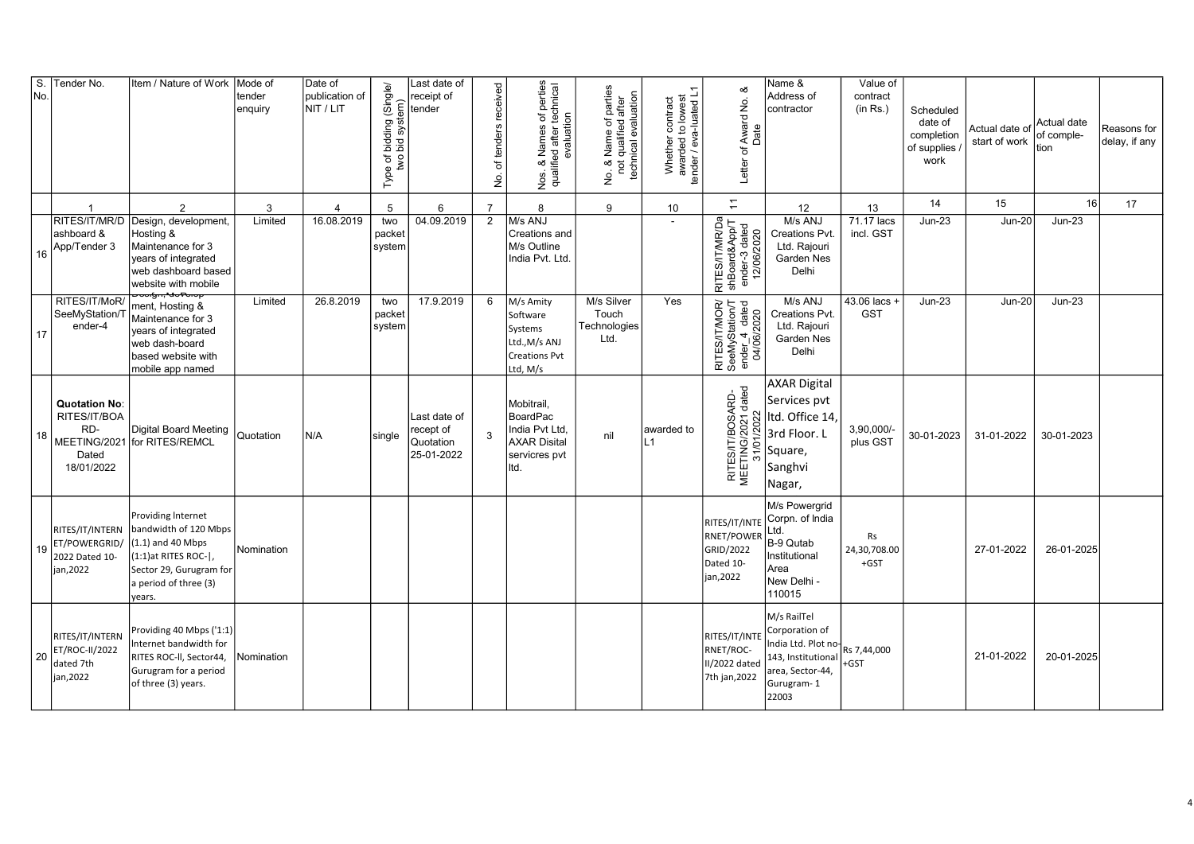| S. No. | Tender No. | Item / Nature of Work | Mode of tender enquiry | Date of publication of NIT / LIT | Type of bidding (Single/ two bid system) | Last date of receipt of tender | No. of tenders received | Nos. & Names of perties qualified after technical evaluation | No. & Name of parties not qualified after technical evaluation | Whether contract awarded to lowest tender / eva-luated L1 | Letter of Award No. & Date | Name & Address of contractor | Value of contract (in Rs.) | Scheduled date of completion of supplies / work | Actual date of start of work | Actual date of comple-tion | Reasons for delay, if any |
|---|---|---|---|---|---|---|---|---|---|---|---|---|---|---|---|---|---|
| | 1 | 2 | 3 | 4 | 5 | 6 | 7 | 8 | 9 | 10 | 11 | 12 | 13 | 14 | 15 | 16 | 17 |
| 16 | RITES/IT/MR/Dashboard & App/Tender 3 | Design, development, Hosting & Maintenance for 3 years of integrated web dashboard based website with mobile | Limited | 16.08.2019 | two packet system | 04.09.2019 | 2 | M/s ANJ Creations and M/s Outline India Pvt. Ltd. | | - | RITES/IT/MR/DashBoard&App/Tender-3 dated 12/06/2020 | M/s ANJ Creations Pvt. Ltd. Rajouri Garden Nes Delhi | 71.17 lacs incl. GST | Jun-23 | Jun-20 | Jun-23 | |
| 17 | RITES/IT/MoR/SeeMyStation/Tender-4 | Design, Develop-ment, Hosting & Maintenance for 3 years of integrated web dash-board based website with mobile app named | Limited | 26.8.2019 | two packet system | 17.9.2019 | 6 | M/s Amity Software Systems Ltd.,M/s ANJ Creations Pvt Ltd, M/s | M/s Silver Touch Technologies Ltd. | Yes | RITES/IT/MOR/SeeMyStation/Tender_4 dated 04/06/2020 | M/s ANJ Creations Pvt. Ltd. Rajouri Garden Nes Delhi | 43.06 lacs + GST | Jun-23 | Jun-20 | Jun-23 | |
| 18 | **Quotation No**: RITES/IT/BOARD-MEETING/2021 Dated 18/01/2022 | Digital Board Meeting for RITES/REMCL | Quotation | N/A | single | Last date of recept of Quotation 25-01-2022 | 3 | Mobitrail, BoardPac India Pvt Ltd, AXAR Disital servicres pvt ltd. | nil | awarded to L1 | RITES/IT/BOSARD-MEETING/2021 dated 31/01/2022 | AXAR Digital Services pvt ltd. Office 14, 3rd Floor. L Square, Sanghvi Nagar, | 3,90,000/- plus GST | 30-01-2023 | 31-01-2022 | 30-01-2023 | |
| 19 | RITES/IT/INTERNET/POWERGRID/2022 Dated 10-jan,2022 | Providing lnternet bandwidth of 120 Mbps (1.1) and 40 Mbps (1:1)at RITES ROC-\|, Sector 29, Gurugram for a period of three (3) years. | Nomination | | | | | | | | RITES/IT/INTERNET/POWERGRID/2022 Dated 10-jan,2022 | M/s Powergrid Corpn. of India Ltd. B-9 Qutab Institutional Area New Delhi - 110015 | Rs 24,30,708.00 +GST | | 27-01-2022 | 26-01-2025 | |
| 20 | RITES/IT/INTERNET/ROC-II/2022 dated 7th jan,2022 | Providing 40 Mbps ('1:1) Internet bandwidth for RITES ROC-ll, Sector44, Gurugram for a period of three (3) years. | Nomination | | | | | | | | RITES/IT/INTERNET/ROC-II/2022 dated 7th jan,2022 | M/s RailTel Corporation of India Ltd. Plot no-143, Institutional area, Sector-44, Gurugram- 1 22003 | Rs 7,44,000 +GST | | 21-01-2022 | 20-01-2025 | |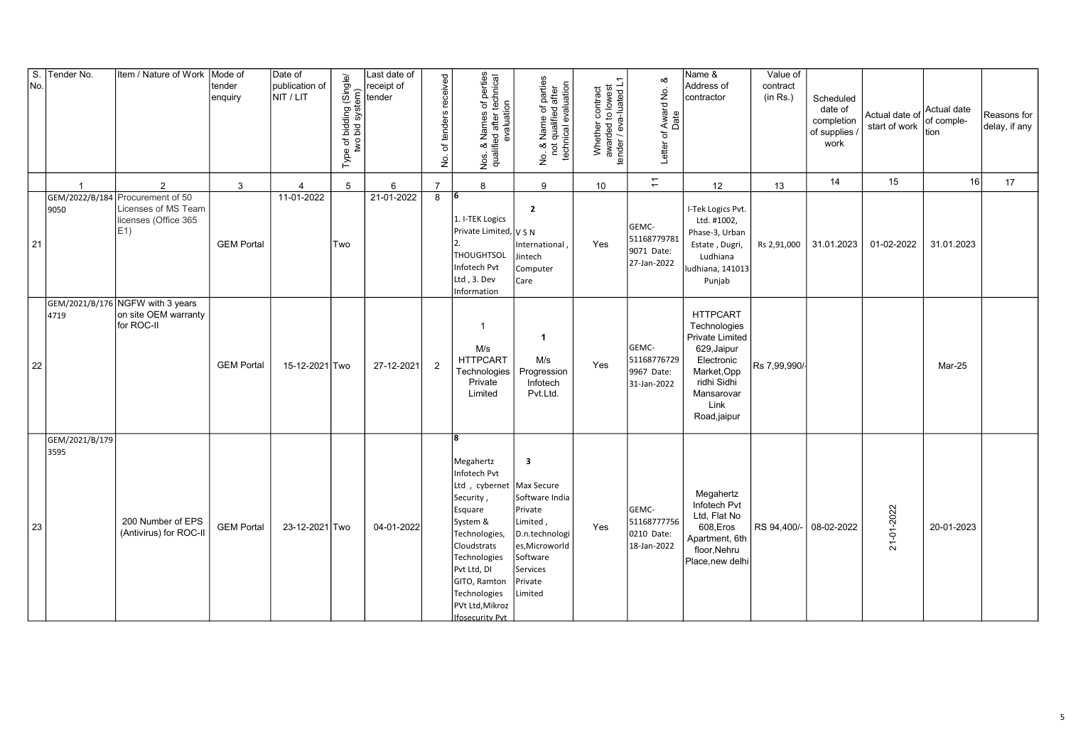| S. No. | Tender No. | Item / Nature of Work | Mode of tender enquiry | Date of publication of NIT / LIT | Type of bidding (Single/ two bid system) | Last date of receipt of tender | No. of tenders received | Nos. & Names of perties qualified after technical evaluation | No. & Name of parties not qualified after technical evaluation | Whether contract awarded to lowest tender / eva-luated L1 | Letter of Award No. & Date | Name & Address of contractor | Value of contract (in Rs.) | Scheduled date of completion of supplies / work | Actual date of start of work | Actual date of comple-tion | Reasons for delay, if any |
|---|---|---|---|---|---|---|---|---|---|---|---|---|---|---|---|---|---|
| | 1 | 2 | 3 | 4 | 5 | 6 | 7 | 8 | 9 | 10 | 11 | 12 | 13 | 14 | 15 | 16 | 17 |
| 21 | GEM/2022/B/1849050 | Procurement of 50 Licenses of MS Team licenses (Office 365 E1) | GEM Portal | 11-01-2022 | Two | 21-01-2022 | 8 | 6<br>1. I-TEK Logics Private Limited, 2. THOUGHTSOL Infotech Pvt Ltd , 3. Dev Information | 2<br>V S N International , Jintech Computer Care | Yes | GEMC-511687797819071 Date: 27-Jan-2022 | I-Tek Logics Pvt. Ltd. #1002, Phase-3, Urban Estate , Dugri, Ludhiana ludhiana, 141013 Punjab | Rs 2,91,000 | 31.01.2023 | 01-02-2022 | 31.01.2023 | |
| 22 | GEM/2021/B/1764719 | NGFW with 3 years on site OEM warranty for ROC-II | GEM Portal | 15-12-2021 | Two | 27-12-2021 | 2 | 1<br>M/s HTTPCART Technologies Private Limited | 1<br>M/s Progression Infotech Pvt.Ltd. | Yes | GEMC-511687767299967 Date: 31-Jan-2022 | HTTPCART Technologies Private Limited 629,Jaipur Electronic Market,Opp ridhi Sidhi Mansarovar Link Road,jaipur | Rs 7,99,990/- | | | Mar-25 | |
| 23 | GEM/2021/B/1793595 | 200 Number of EPS (Antivirus) for ROC-II | GEM Portal | 23-12-2021 | Two | 04-01-2022 | | 8<br>Megahertz Infotech Pvt Ltd , cybernet Security , Esquare System & Technologies, Cloudstrats Technologies Pvt Ltd, DI GITO, Ramton Technologies PVt Ltd,Mikroz Ifosecurity Pvt | 3<br>Max Secure Software India Private Limited , D.n.technologies,Microworld Software Services Private Limited | Yes | GEMC-511687777560210 Date: 18-Jan-2022 | Megahertz Infotech Pvt Ltd, Flat No 608,Eros Apartment, 6th floor,Nehru Place,new delhi | RS 94,400/- | 08-02-2022 | 21-01-2022 | 20-01-2023 | |